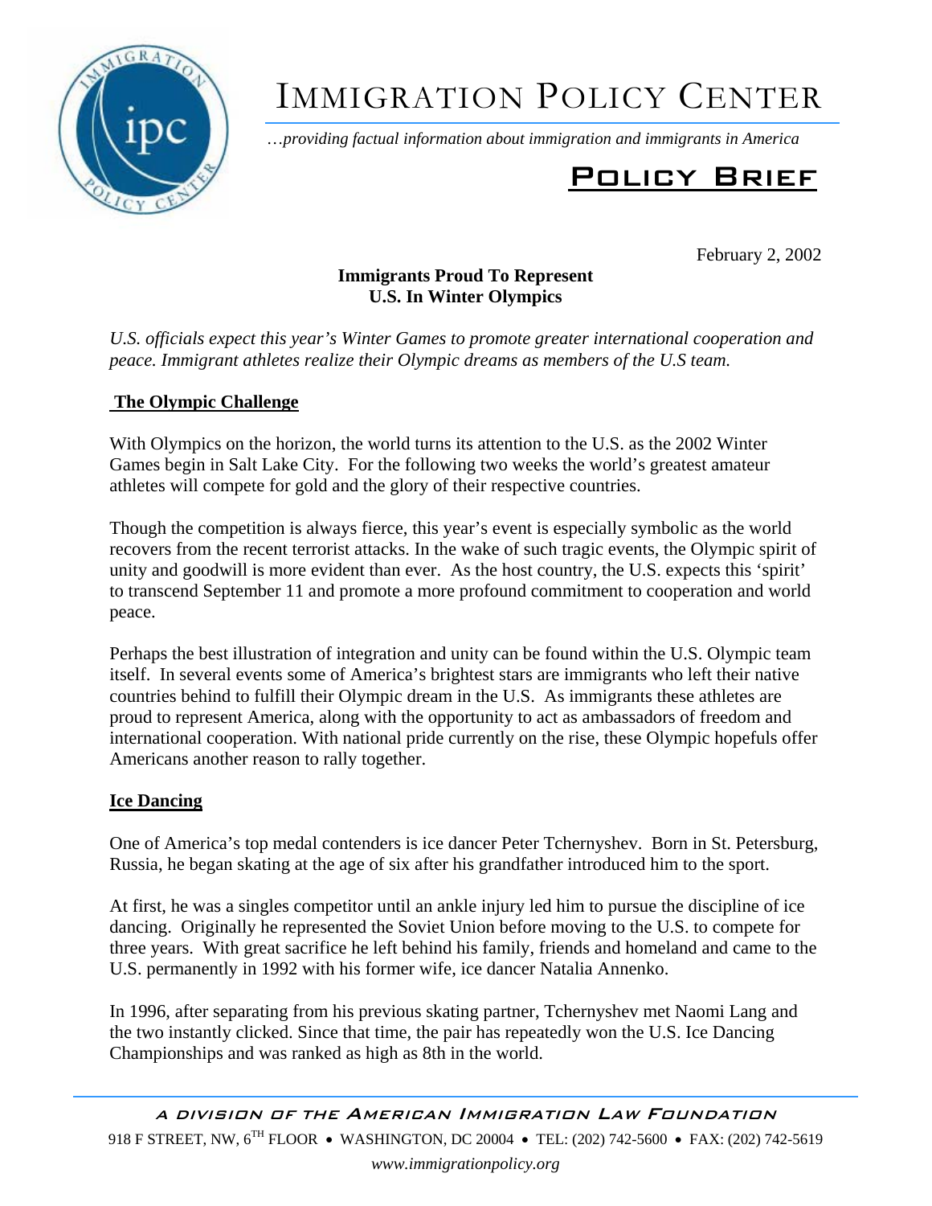# IMMIGRATION POLICY CENTER

*…providing factual information about immigration and immigrants in America*

## POLICY BRIEF

February 2, 2002

**Immigrants Proud To Represent U.S. In Winter Olympics**

*U.S. officials expect this year's Winter Games to promote greater international cooperation and peace. Immigrant athletes realize their Olympic dreams as members of the U.S team.*

### The Olympic Challenge

With Olympics on the horizon, the world turns its attention to the U.S. as the 2002 Winter Games begin in Salt Lake City. For the following two weeks the world's greatest amateur athletes will compete for gold and the glory of their respective countries.

Though the competition is always fierce, this year's event is especially symbolic as the world recovers from the recent terrorist attacks. In the wake of such tragic events, the Olympic spirit of unity and goodwill is more evident than ever. As the host country, the U.S. expects this 'spirit' to transcend September 11 and promote a more profound commitment to cooperation and world peace.

Perhaps the best illustration of integration and unity can be found within the U.S. Olympic team itself. In several events some of America's brightest stars are immigrants who left their native countries behind to fulfill their Olympic dream in the U.S. As immigrants these athletes are proud to represent America, along with the opportunity to act as ambassadors of freedom and international cooperation. With national pride currently on the rise, these Olympic hopefuls offer Americans another reason to rally together.

### Ice Dancing

One of America's top medal contenders is ice dancer Peter Tchernyshev. Born in St. Petersburg, Russia, he began skating at the age of six after his grandfather introduced him to the sport.

At first, he was a singles competitor until an ankle injury led him to pursue the discipline of ice dancing. Originally he represented the Soviet Union before moving to the U.S. to compete for three years. With great sacrifice he left behind his family, friends and homeland and came to the U.S. permanently in 1992 with his former wife, ice dancer Natalia Annenko.

In 1996, after separating from his previous skating partner, Tchernyshev met Naomi Lang and the two instantly clicked. Since that time, the pair has repeatedly won the U.S. Ice Dancing Championships and was ranked as high as 8th in the world.

*A DIVISION OF THE AMERICAN IMMIGRATION LAW FOUNDATION*

918 F STREET, NW, 6TH FLOOR • WASHINGTON, DC 20004 • TEL: (202) 742-5600 • FAX: (202) 742-5619

*www.immigrationpolicy.org*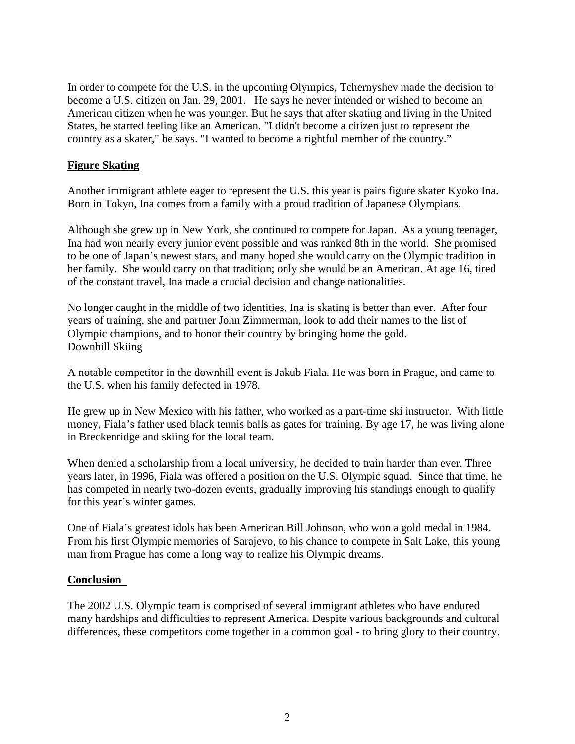In order to compete for the U.S. in the upcoming Olympics, Tchernyshev made the decision to become a U.S. citizen on Jan. 29, 2001. He says he never intended or wished to become an American citizen when he was younger. But he says that after skating and living in the United States, he started feeling like an American. "I didn't become a citizen just to represent the country as a skater," he says. "I wanted to become a rightful member of the country."

## **Figure Skating**

Another immigrant athlete eager to represent the U.S. this year is pairs figure skater Kyoko Ina. Born in Tokyo, Ina comes from a family with a proud tradition of Japanese Olympians.

Although she grew up in New York, she continued to compete for Japan. As a young teenager, Ina had won nearly every junior event possible and was ranked 8th in the world. She promised to be one of Japan's newest stars, and many hoped she would carry on the Olympic tradition in her family. She would carry on that tradition; only she would be an American. At age 16, tired of the constant travel, Ina made a crucial decision and change nationalities.

No longer caught in the middle of two identities, Ina is skating is better than ever. After four years of training, she and partner John Zimmerman, look to add their names to the list of Olympic champions, and to honor their country by bringing home the gold.
Downhill Skiing

A notable competitor in the downhill event is Jakub Fiala. He was born in Prague, and came to the U.S. when his family defected in 1978.

He grew up in New Mexico with his father, who worked as a part-time ski instructor. With little money, Fiala's father used black tennis balls as gates for training. By age 17, he was living alone in Breckenridge and skiing for the local team.

When denied a scholarship from a local university, he decided to train harder than ever. Three years later, in 1996, Fiala was offered a position on the U.S. Olympic squad. Since that time, he has competed in nearly two-dozen events, gradually improving his standings enough to qualify for this year's winter games.

One of Fiala's greatest idols has been American Bill Johnson, who won a gold medal in 1984. From his first Olympic memories of Sarajevo, to his chance to compete in Salt Lake, this young man from Prague has come a long way to realize his Olympic dreams.

## **Conclusion**

The 2002 U.S. Olympic team is comprised of several immigrant athletes who have endured many hardships and difficulties to represent America. Despite various backgrounds and cultural differences, these competitors come together in a common goal - to bring glory to their country.